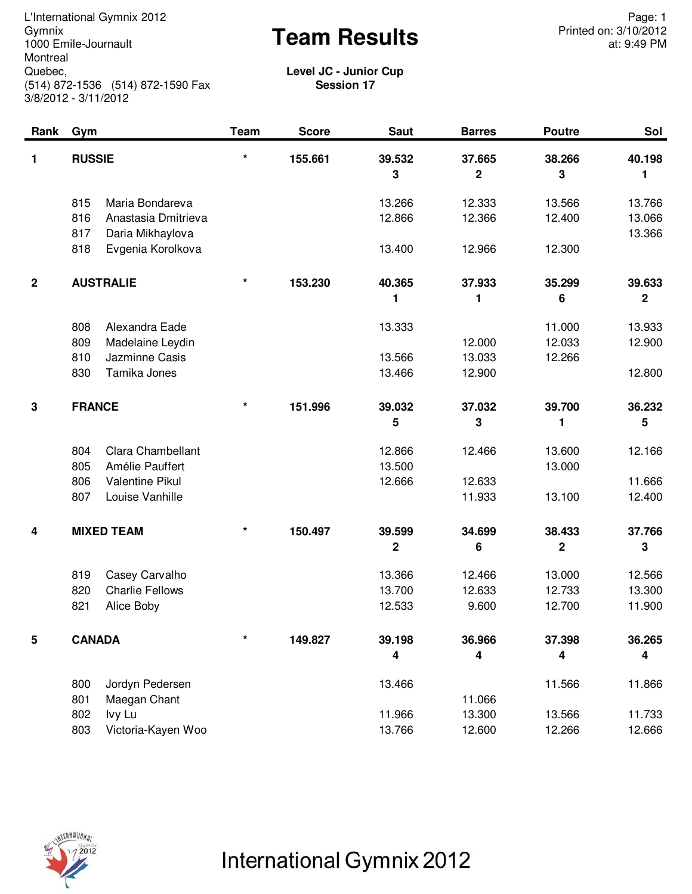L'International Gymnix 2012
Gymnix
1000 Emile-Journault
Montreal
Quebec,
(514) 872-1536 (514) 872-1590 Fax
3/8/2012 - 3/11/2012

Printed on: 3/10/2012
at: 9:49 PM

# Team Results

**Level JC - Junior Cup**
**Session 17**

| Rank | Gym | | Team | Score | Saut | Barres | Poutre | Sol |
|---|---|---|---|---|---|---|---|---|
| **1** | **RUSSIE** | | * | **155.661** | **39.532** | **37.665** | **38.266** | **40.198** |
| | | | | | **3** | **2** | **3** | **1** |
| | 815 | Maria Bondareva | | | 13.266 | 12.333 | 13.566 | 13.766 |
| | 816 | Anastasia Dmitrieva | | | 12.866 | 12.366 | 12.400 | 13.066 |
| | 817 | Daria Mikhaylova | | | | | | 13.366 |
| | 818 | Evgenia Korolkova | | | 13.400 | 12.966 | 12.300 | |
| **2** | **AUSTRALIE** | | * | **153.230** | **40.365** | **37.933** | **35.299** | **39.633** |
| | | | | | **1** | **1** | **6** | **2** |
| | 808 | Alexandra Eade | | | 13.333 | | 11.000 | 13.933 |
| | 809 | Madelaine Leydin | | | | 12.000 | 12.033 | 12.900 |
| | 810 | Jazminne Casis | | | 13.566 | 13.033 | 12.266 | |
| | 830 | Tamika Jones | | | 13.466 | 12.900 | | 12.800 |
| **3** | **FRANCE** | | * | **151.996** | **39.032** | **37.032** | **39.700** | **36.232** |
| | | | | | **5** | **3** | **1** | **5** |
| | 804 | Clara Chambellant | | | 12.866 | 12.466 | 13.600 | 12.166 |
| | 805 | Amélie Pauffert | | | 13.500 | | 13.000 | |
| | 806 | Valentine Pikul | | | 12.666 | 12.633 | | 11.666 |
| | 807 | Louise Vanhille | | | | 11.933 | 13.100 | 12.400 |
| **4** | **MIXED TEAM** | | * | **150.497** | **39.599** | **34.699** | **38.433** | **37.766** |
| | | | | | **2** | **6** | **2** | **3** |
| | 819 | Casey Carvalho | | | 13.366 | 12.466 | 13.000 | 12.566 |
| | 820 | Charlie Fellows | | | 13.700 | 12.633 | 12.733 | 13.300 |
| | 821 | Alice Boby | | | 12.533 | 9.600 | 12.700 | 11.900 |
| **5** | **CANADA** | | * | **149.827** | **39.198** | **36.966** | **37.398** | **36.265** |
| | | | | | **4** | **4** | **4** | **4** |
| | 800 | Jordyn Pedersen | | | 13.466 | | 11.566 | 11.866 |
| | 801 | Maegan Chant | | | | 11.066 | | |
| | 802 | Ivy Lu | | | 11.966 | 13.300 | 13.566 | 11.733 |
| | 803 | Victoria-Kayen Woo | | | 13.766 | 12.600 | 12.266 | 12.666 |

International Gymnix 2012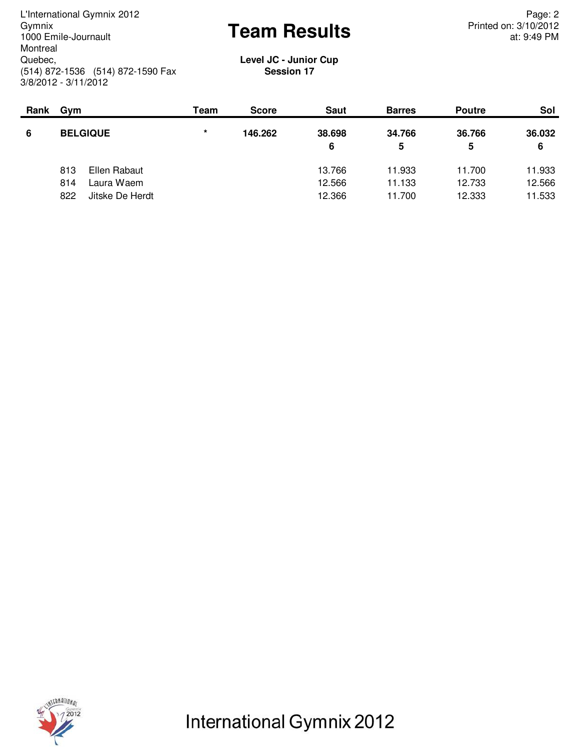L'International Gymnix 2012
Gymnix
1000 Emile-Journault
Montreal
Quebec,
(514) 872-1536 (514) 872-1590 Fax
3/8/2012 - 3/11/2012

Printed on: 3/10/2012
at: 9:49 PM

# Team Results

**Level JC - Junior Cup**
**Session 17**

| Rank | Gym | | Team | Score | Saut | Barres | Poutre | Sol |
|---|---|---|---|---|---|---|---|---|
| **6** | **BELGIQUE** | | * | **146.262** | **38.698** | **34.766** | **36.766** | **36.032** |
| | | | | | **6** | **5** | **5** | **6** |
| | 813 | Ellen Rabaut | | | 13.766 | 11.933 | 11.700 | 11.933 |
| | 814 | Laura Waem | | | 12.566 | 11.133 | 12.733 | 12.566 |
| | 822 | Jitske De Herdt | | | 12.366 | 11.700 | 12.333 | 11.533 |

International Gymnix 2012